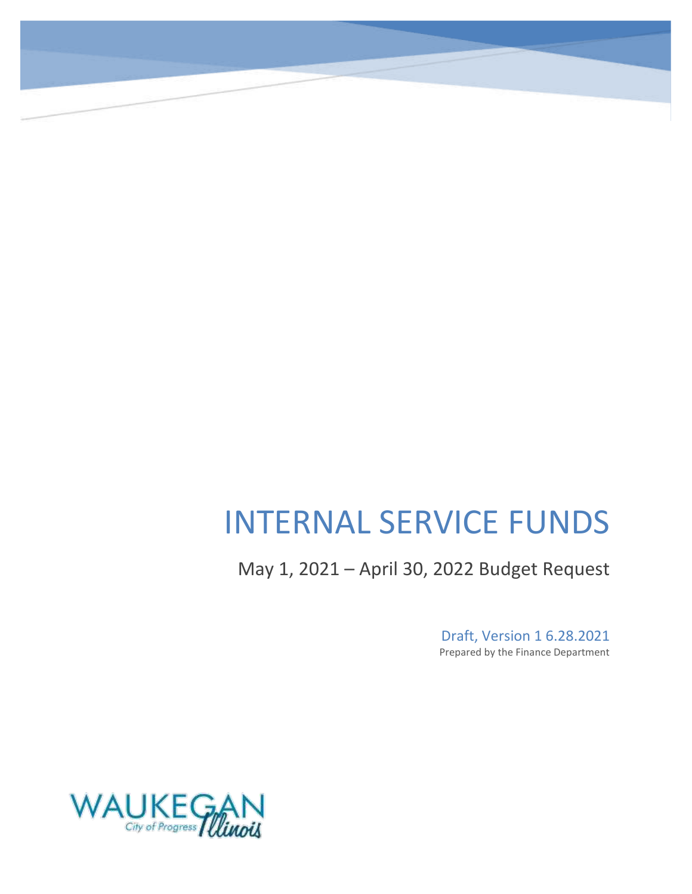# INTERNAL SERVICE FUNDS

May 1, 2021 – April 30, 2022 Budget Request

Draft, Version 1 6.28.2021

Prepared by the Finance Department

WAUKEGAN City of Progress Illinois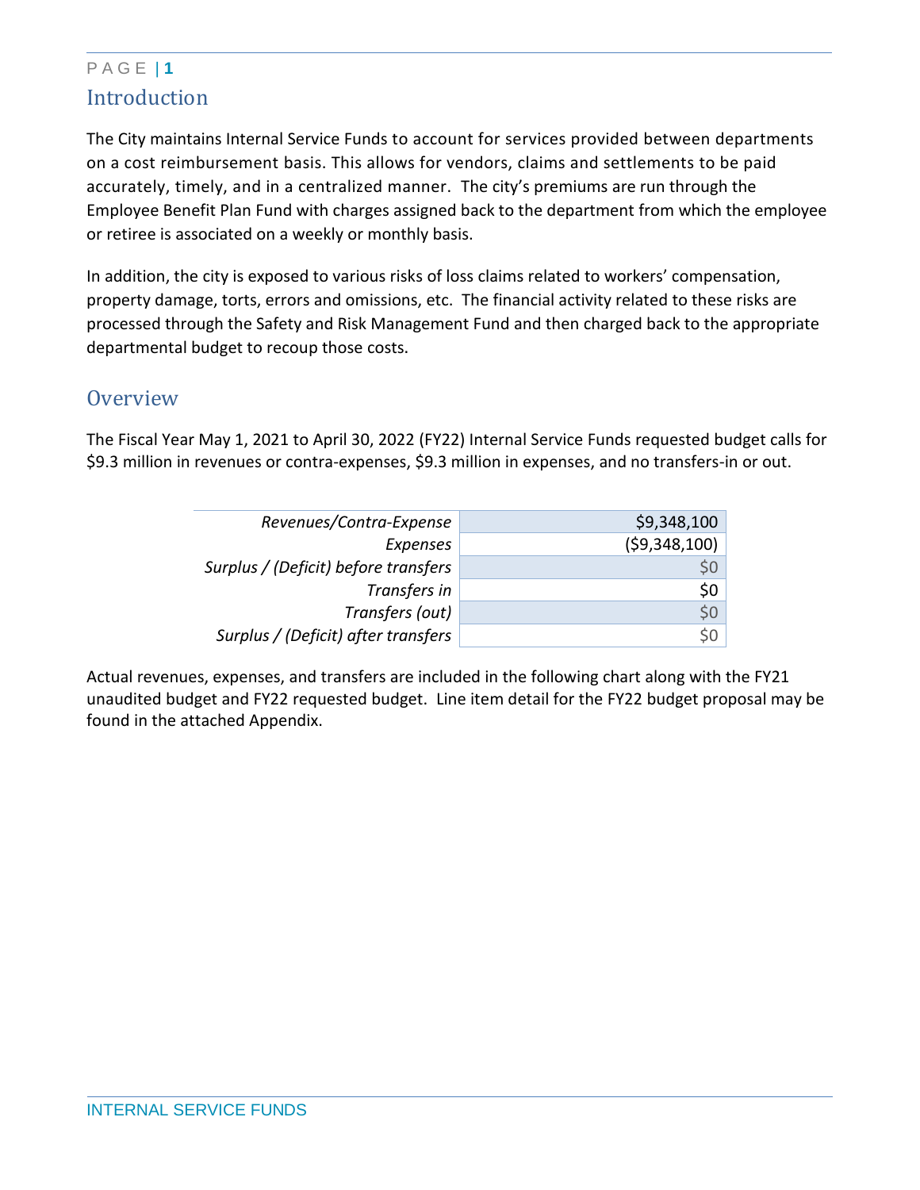## Introduction

The City maintains Internal Service Funds to account for services provided between departments on a cost reimbursement basis. This allows for vendors, claims and settlements to be paid accurately, timely, and in a centralized manner. The city's premiums are run through the Employee Benefit Plan Fund with charges assigned back to the department from which the employee or retiree is associated on a weekly or monthly basis.

In addition, the city is exposed to various risks of loss claims related to workers' compensation, property damage, torts, errors and omissions, etc. The financial activity related to these risks are processed through the Safety and Risk Management Fund and then charged back to the appropriate departmental budget to recoup those costs.

## Overview

The Fiscal Year May 1, 2021 to April 30, 2022 (FY22) Internal Service Funds requested budget calls for $9.3 million in revenues or contra-expenses, $9.3 million in expenses, and no transfers-in or out.

| | |
|---|---|
| *Revenues/Contra-Expense* | $9,348,100 |
| *Expenses* | ($9,348,100) |
| *Surplus / (Deficit) before transfers* | $0 |
| *Transfers in* | $0 |
| *Transfers (out)* | $0 |
| *Surplus / (Deficit) after transfers* | $0 |

Actual revenues, expenses, and transfers are included in the following chart along with the FY21 unaudited budget and FY22 requested budget. Line item detail for the FY22 budget proposal may be found in the attached Appendix.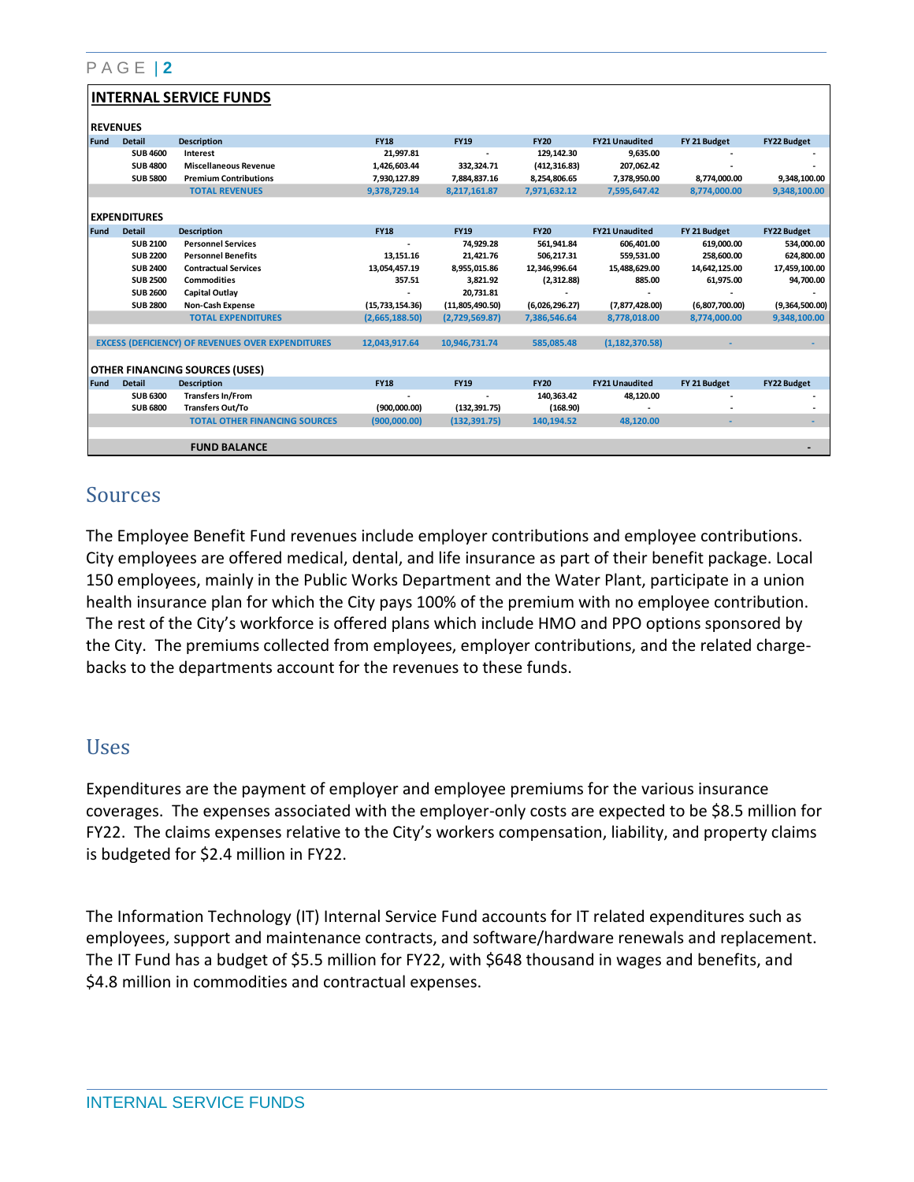## INTERNAL SERVICE FUNDS

**REVENUES**

| Fund | Detail | Description | FY18 | FY19 | FY20 | FY21 Unaudited | FY 21 Budget | FY22 Budget |
|---|---|---|---|---|---|---|---|---|
| | SUB 4600 | Interest | 21,997.81 | - | 129,142.30 | 9,635.00 | - | - |
| | SUB 4800 | Miscellaneous Revenue | 1,426,603.44 | 332,324.71 | (412,316.83) | 207,062.42 | - | - |
| | SUB 5800 | Premium Contributions | 7,930,127.89 | 7,884,837.16 | 8,254,806.65 | 7,378,950.00 | 8,774,000.00 | 9,348,100.00 |
| | | TOTAL REVENUES | 9,378,729.14 | 8,217,161.87 | 7,971,632.12 | 7,595,647.42 | 8,774,000.00 | 9,348,100.00 |

**EXPENDITURES**

| Fund | Detail | Description | FY18 | FY19 | FY20 | FY21 Unaudited | FY 21 Budget | FY22 Budget |
|---|---|---|---|---|---|---|---|---|
| | SUB 2100 | Personnel Services | - | 74,929.28 | 561,941.84 | 606,401.00 | 619,000.00 | 534,000.00 |
| | SUB 2200 | Personnel Benefits | 13,151.16 | 21,421.76 | 506,217.31 | 559,531.00 | 258,600.00 | 624,800.00 |
| | SUB 2400 | Contractual Services | 13,054,457.19 | 8,955,015.86 | 12,346,996.64 | 15,488,629.00 | 14,642,125.00 | 17,459,100.00 |
| | SUB 2500 | Commodities | 357.51 | 3,821.92 | (2,312.88) | 885.00 | 61,975.00 | 94,700.00 |
| | SUB 2600 | Capital Outlay | - | 20,731.81 | - | - | - | - |
| | SUB 2800 | Non-Cash Expense | (15,733,154.36) | (11,805,490.50) | (6,026,296.27) | (7,877,428.00) | (6,807,700.00) | (9,364,500.00) |
| | | TOTAL EXPENDITURES | (2,665,188.50) | (2,729,569.87) | 7,386,546.64 | 8,778,018.00 | 8,774,000.00 | 9,348,100.00 |
| | | EXCESS (DEFICIENCY) OF REVENUES OVER EXPENDITURES | 12,043,917.64 | 10,946,731.74 | 585,085.48 | (1,182,370.58) | - | - |

**OTHER FINANCING SOURCES (USES)**

| Fund | Detail | Description | FY18 | FY19 | FY20 | FY21 Unaudited | FY 21 Budget | FY22 Budget |
|---|---|---|---|---|---|---|---|---|
| | SUB 6300 | Transfers In/From | - | - | 140,363.42 | 48,120.00 | - | - |
| | SUB 6800 | Transfers Out/To | (900,000.00) | (132,391.75) | (168.90) | - | - | - |
| | | TOTAL OTHER FINANCING SOURCES | (900,000.00) | (132,391.75) | 140,194.52 | 48,120.00 | - | - |
| | | FUND BALANCE | | | | | | - |

## Sources

The Employee Benefit Fund revenues include employer contributions and employee contributions. City employees are offered medical, dental, and life insurance as part of their benefit package. Local 150 employees, mainly in the Public Works Department and the Water Plant, participate in a union health insurance plan for which the City pays 100% of the premium with no employee contribution. The rest of the City's workforce is offered plans which include HMO and PPO options sponsored by the City. The premiums collected from employees, employer contributions, and the related charge-backs to the departments account for the revenues to these funds.

## Uses

Expenditures are the payment of employer and employee premiums for the various insurance coverages. The expenses associated with the employer-only costs are expected to be $8.5 million for FY22. The claims expenses relative to the City's workers compensation, liability, and property claims is budgeted for $2.4 million in FY22.

The Information Technology (IT) Internal Service Fund accounts for IT related expenditures such as employees, support and maintenance contracts, and software/hardware renewals and replacement. The IT Fund has a budget of $5.5 million for FY22, with $648 thousand in wages and benefits, and $4.8 million in commodities and contractual expenses.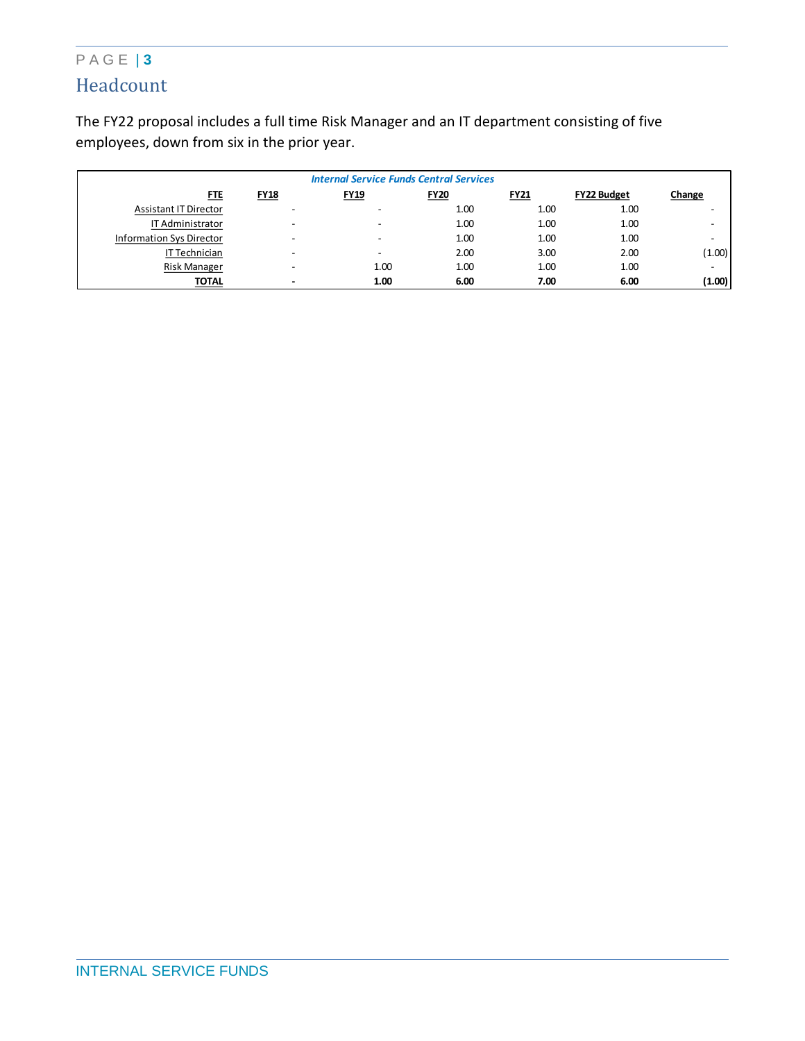## Headcount

The FY22 proposal includes a full time Risk Manager and an IT department consisting of five employees, down from six in the prior year.

| *Internal Service Funds Central Services* | | | | | | |
|---|---|---|---|---|---|---|
| **FTE** | **FY18** | **FY19** | **FY20** | **FY21** | **FY22 Budget** | **Change** |
| Assistant IT Director | - | - | 1.00 | 1.00 | 1.00 | - |
| IT Administrator | - | - | 1.00 | 1.00 | 1.00 | - |
| Information Sys Director | - | - | 1.00 | 1.00 | 1.00 | - |
| IT Technician | - | - | 2.00 | 3.00 | 2.00 | (1.00) |
| Risk Manager | - | 1.00 | 1.00 | 1.00 | 1.00 | - |
| **TOTAL** | **-** | **1.00** | **6.00** | **7.00** | **6.00** | **(1.00)** |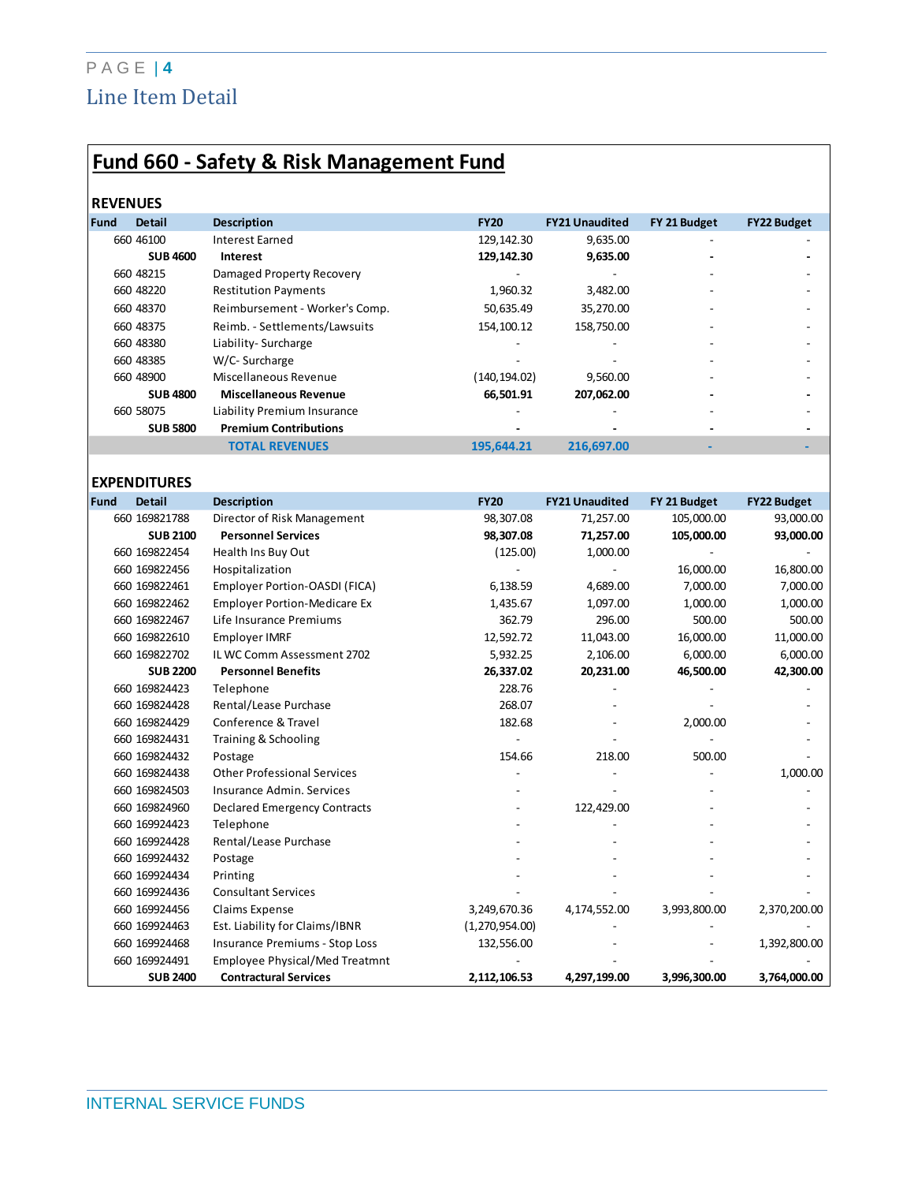## Line Item Detail

# Fund 660 - Safety & Risk Management Fund

### REVENUES

| Fund | Detail | Description | FY20 | FY21 Unaudited | FY 21 Budget | FY22 Budget |
|---|---|---|---|---|---|---|
| 660 | 46100 | Interest Earned | 129,142.30 | 9,635.00 | - | - |
| | **SUB 4600** | **Interest** | **129,142.30** | **9,635.00** | **-** | **-** |
| 660 | 48215 | Damaged Property Recovery | - | - | - | - |
| 660 | 48220 | Restitution Payments | 1,960.32 | 3,482.00 | - | - |
| 660 | 48370 | Reimbursement - Worker's Comp. | 50,635.49 | 35,270.00 | - | - |
| 660 | 48375 | Reimb. - Settlements/Lawsuits | 154,100.12 | 158,750.00 | - | - |
| 660 | 48380 | Liability- Surcharge | - | - | - | - |
| 660 | 48385 | W/C- Surcharge | - | - | - | - |
| 660 | 48900 | Miscellaneous Revenue | (140,194.02) | 9,560.00 | - | - |
| | **SUB 4800** | **Miscellaneous Revenue** | **66,501.91** | **207,062.00** | **-** | **-** |
| 660 | 58075 | Liability Premium Insurance | - | - | - | - |
| | **SUB 5800** | **Premium Contributions** | **-** | **-** | **-** | **-** |
| | | **TOTAL REVENUES** | **195,644.21** | **216,697.00** | **-** | **-** |

### EXPENDITURES

| Fund | Detail | Description | FY20 | FY21 Unaudited | FY 21 Budget | FY22 Budget |
|---|---|---|---|---|---|---|
| 660 | 169821788 | Director of Risk Management | 98,307.08 | 71,257.00 | 105,000.00 | 93,000.00 |
| | **SUB 2100** | **Personnel Services** | **98,307.08** | **71,257.00** | **105,000.00** | **93,000.00** |
| 660 | 169822454 | Health Ins Buy Out | (125.00) | 1,000.00 | - | - |
| 660 | 169822456 | Hospitalization | - | - | 16,000.00 | 16,800.00 |
| 660 | 169822461 | Employer Portion-OASDI (FICA) | 6,138.59 | 4,689.00 | 7,000.00 | 7,000.00 |
| 660 | 169822462 | Employer Portion-Medicare Ex | 1,435.67 | 1,097.00 | 1,000.00 | 1,000.00 |
| 660 | 169822467 | Life Insurance Premiums | 362.79 | 296.00 | 500.00 | 500.00 |
| 660 | 169822610 | Employer IMRF | 12,592.72 | 11,043.00 | 16,000.00 | 11,000.00 |
| 660 | 169822702 | IL WC Comm Assessment 2702 | 5,932.25 | 2,106.00 | 6,000.00 | 6,000.00 |
| | **SUB 2200** | **Personnel Benefits** | **26,337.02** | **20,231.00** | **46,500.00** | **42,300.00** |
| 660 | 169824423 | Telephone | 228.76 | - | - | - |
| 660 | 169824428 | Rental/Lease Purchase | 268.07 | - | - | - |
| 660 | 169824429 | Conference & Travel | 182.68 | - | 2,000.00 | - |
| 660 | 169824431 | Training & Schooling | - | - | - | - |
| 660 | 169824432 | Postage | 154.66 | 218.00 | 500.00 | - |
| 660 | 169824438 | Other Professional Services | - | - | - | 1,000.00 |
| 660 | 169824503 | Insurance Admin. Services | - | - | - | - |
| 660 | 169824960 | Declared Emergency Contracts | - | 122,429.00 | - | - |
| 660 | 169924423 | Telephone | - | - | - | - |
| 660 | 169924428 | Rental/Lease Purchase | - | - | - | - |
| 660 | 169924432 | Postage | - | - | - | - |
| 660 | 169924434 | Printing | - | - | - | - |
| 660 | 169924436 | Consultant Services | - | - | - | - |
| 660 | 169924456 | Claims Expense | 3,249,670.36 | 4,174,552.00 | 3,993,800.00 | 2,370,200.00 |
| 660 | 169924463 | Est. Liability for Claims/IBNR | (1,270,954.00) | - | - | - |
| 660 | 169924468 | Insurance Premiums - Stop Loss | 132,556.00 | - | - | 1,392,800.00 |
| 660 | 169924491 | Employee Physical/Med Treatmnt | - | - | - | - |
| | **SUB 2400** | **Contractural Services** | **2,112,106.53** | **4,297,199.00** | **3,996,300.00** | **3,764,000.00** |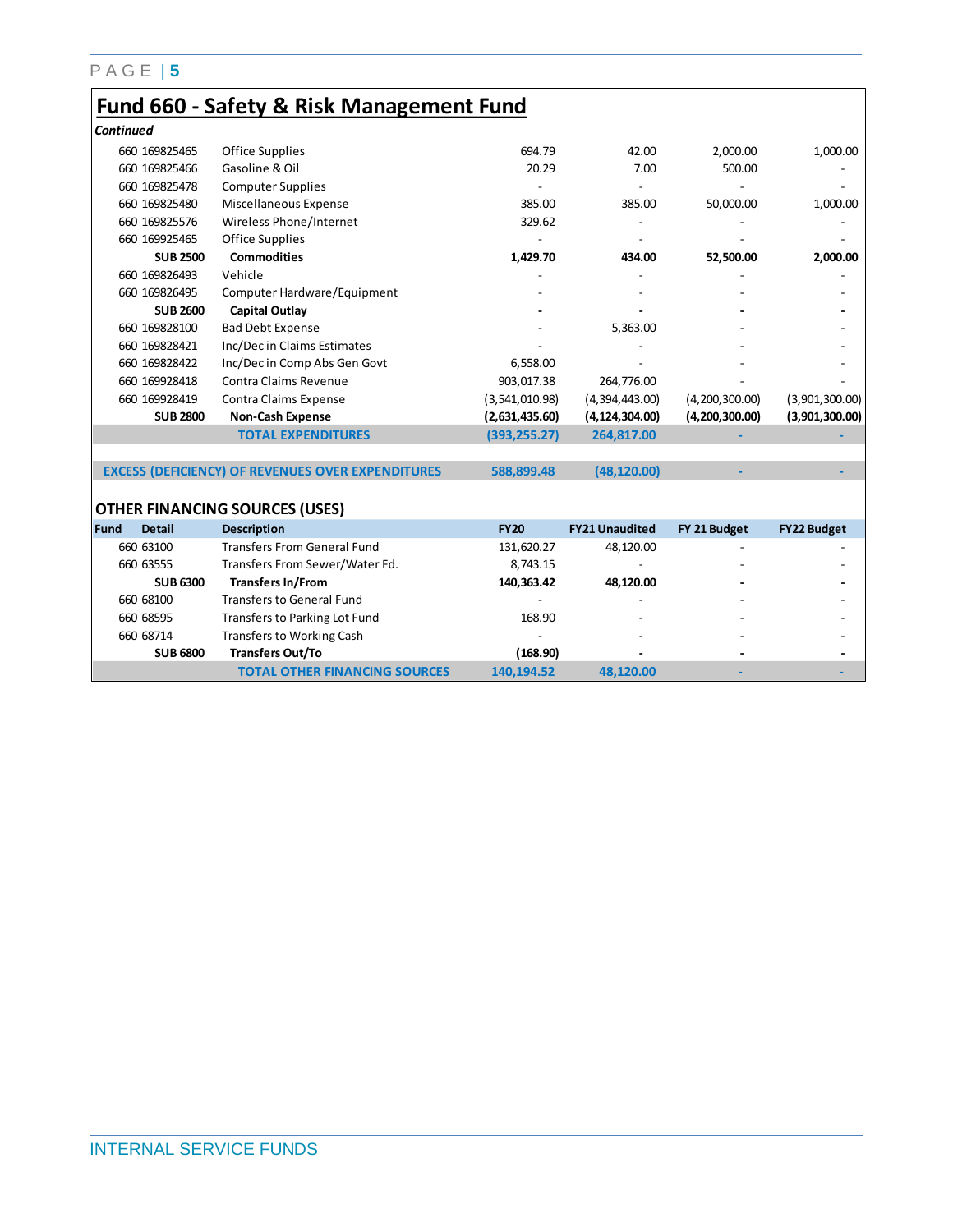## Fund 660 - Safety & Risk Management Fund

*Continued*

| Fund | Detail | Description | FY20 | FY21 Unaudited | FY 21 Budget | FY22 Budget |
|---|---|---|---|---|---|---|
| 660 | 169825465 | Office Supplies | 694.79 | 42.00 | 2,000.00 | 1,000.00 |
| 660 | 169825466 | Gasoline & Oil | 20.29 | 7.00 | 500.00 | - |
| 660 | 169825478 | Computer Supplies | - | - | - | - |
| 660 | 169825480 | Miscellaneous Expense | 385.00 | 385.00 | 50,000.00 | 1,000.00 |
| 660 | 169825576 | Wireless Phone/Internet | 329.62 | - | - | - |
| 660 | 169925465 | Office Supplies | - | - | - | - |
| | **SUB 2500** | **Commodities** | **1,429.70** | **434.00** | **52,500.00** | **2,000.00** |
| 660 | 169826493 | Vehicle | - | - | - | - |
| 660 | 169826495 | Computer Hardware/Equipment | - | - | - | - |
| | **SUB 2600** | **Capital Outlay** | **-** | **-** | **-** | **-** |
| 660 | 169828100 | Bad Debt Expense | - | 5,363.00 | - | - |
| 660 | 169828421 | Inc/Dec in Claims Estimates | - | - | - | - |
| 660 | 169828422 | Inc/Dec in Comp Abs Gen Govt | 6,558.00 | - | - | - |
| 660 | 169928418 | Contra Claims Revenue | 903,017.38 | 264,776.00 | - | - |
| 660 | 169928419 | Contra Claims Expense | (3,541,010.98) | (4,394,443.00) | (4,200,300.00) | (3,901,300.00) |
| | **SUB 2800** | **Non-Cash Expense** | **(2,631,435.60)** | **(4,124,304.00)** | **(4,200,300.00)** | **(3,901,300.00)** |
| | | **TOTAL EXPENDITURES** | **(393,255.27)** | **264,817.00** | **-** | **-** |
| | | | | | | |
| **EXCESS (DEFICIENCY) OF REVENUES OVER EXPENDITURES** | | | **588,899.48** | **(48,120.00)** | **-** | **-** |

### OTHER FINANCING SOURCES (USES)

| Fund | Detail | Description | FY20 | FY21 Unaudited | FY 21 Budget | FY22 Budget |
|---|---|---|---|---|---|---|
| 660 | 63100 | Transfers From General Fund | 131,620.27 | 48,120.00 | - | - |
| 660 | 63555 | Transfers From Sewer/Water Fd. | 8,743.15 | - | - | - |
| | **SUB 6300** | **Transfers In/From** | **140,363.42** | **48,120.00** | **-** | **-** |
| 660 | 68100 | Transfers to General Fund | - | - | - | - |
| 660 | 68595 | Transfers to Parking Lot Fund | 168.90 | - | - | - |
| 660 | 68714 | Transfers to Working Cash | - | - | - | - |
| | **SUB 6800** | **Transfers Out/To** | **(168.90)** | **-** | **-** | **-** |
| | | **TOTAL OTHER FINANCING SOURCES** | **140,194.52** | **48,120.00** | **-** | **-** |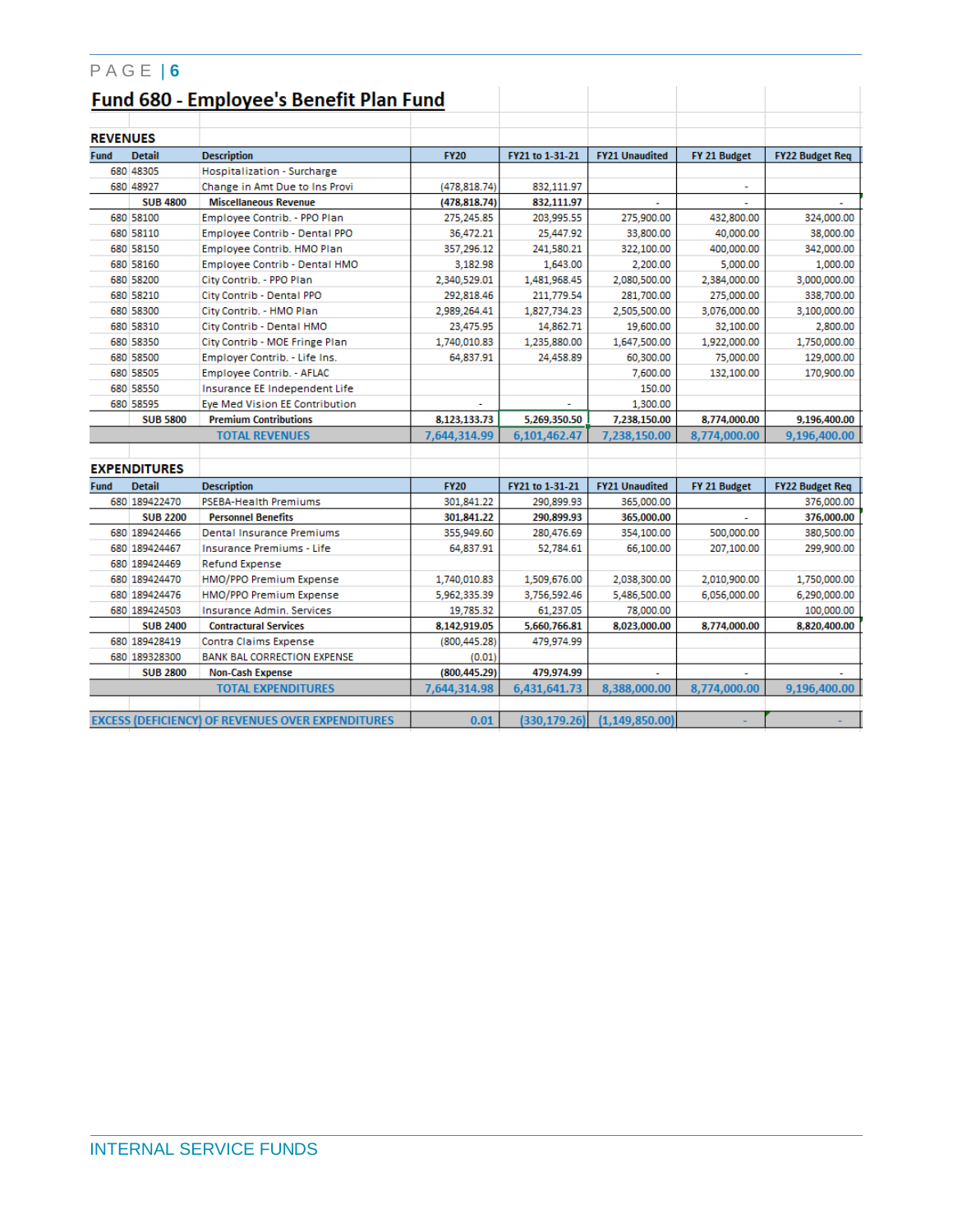## Fund 680 - Employee's Benefit Plan Fund

### REVENUES

| Fund | Detail | Description | FY20 | FY21 to 1-31-21 | FY21 Unaudited | FY 21 Budget | FY22 Budget Req |
|---|---|---|---|---|---|---|---|
| 680 | 48305 | Hospitalization - Surcharge | | | | | |
| 680 | 48927 | Change in Amt Due to Ins Provi | (478,818.74) | 832,111.97 | | - | |
| | **SUB 4800** | **Miscellaneous Revenue** | **(478,818.74)** | **832,111.97** | - | - | - |
| 680 | 58100 | Employee Contrib. - PPO Plan | 275,245.85 | 203,995.55 | 275,900.00 | 432,800.00 | 324,000.00 |
| 680 | 58110 | Employee Contrib - Dental PPO | 36,472.21 | 25,447.92 | 33,800.00 | 40,000.00 | 38,000.00 |
| 680 | 58150 | Employee Contrib. HMO Plan | 357,296.12 | 241,580.21 | 322,100.00 | 400,000.00 | 342,000.00 |
| 680 | 58160 | Employee Contrib - Dental HMO | 3,182.98 | 1,643.00 | 2,200.00 | 5,000.00 | 1,000.00 |
| 680 | 58200 | City Contrib. - PPO Plan | 2,340,529.01 | 1,481,968.45 | 2,080,500.00 | 2,384,000.00 | 3,000,000.00 |
| 680 | 58210 | City Contrib - Dental PPO | 292,818.46 | 211,779.54 | 281,700.00 | 275,000.00 | 338,700.00 |
| 680 | 58300 | City Contrib. - HMO Plan | 2,989,264.41 | 1,827,734.23 | 2,505,500.00 | 3,076,000.00 | 3,100,000.00 |
| 680 | 58310 | City Contrib - Dental HMO | 23,475.95 | 14,862.71 | 19,600.00 | 32,100.00 | 2,800.00 |
| 680 | 58350 | City Contrib - MOE Fringe Plan | 1,740,010.83 | 1,235,880.00 | 1,647,500.00 | 1,922,000.00 | 1,750,000.00 |
| 680 | 58500 | Employer Contrib. - Life Ins. | 64,837.91 | 24,458.89 | 60,300.00 | 75,000.00 | 129,000.00 |
| 680 | 58505 | Employee Contrib. - AFLAC | | | 7,600.00 | 132,100.00 | 170,900.00 |
| 680 | 58550 | Insurance EE Independent Life | | | 150.00 | | |
| 680 | 58595 | Eye Med Vision EE Contribution | - | - | 1,300.00 | | |
| | **SUB 5800** | **Premium Contributions** | **8,123,133.73** | **5,269,350.50** | **7,238,150.00** | **8,774,000.00** | **9,196,400.00** |
| | | **TOTAL REVENUES** | **7,644,314.99** | **6,101,462.47** | **7,238,150.00** | **8,774,000.00** | **9,196,400.00** |

### EXPENDITURES

| Fund | Detail | Description | FY20 | FY21 to 1-31-21 | FY21 Unaudited | FY 21 Budget | FY22 Budget Req |
|---|---|---|---|---|---|---|---|
| 680 | 189422470 | PSEBA-Health Premiums | 301,841.22 | 290,899.93 | 365,000.00 | | 376,000.00 |
| | **SUB 2200** | **Personnel Benefits** | **301,841.22** | **290,899.93** | **365,000.00** | - | **376,000.00** |
| 680 | 189424466 | Dental Insurance Premiums | 355,949.60 | 280,476.69 | 354,100.00 | 500,000.00 | 380,500.00 |
| 680 | 189424467 | Insurance Premiums - Life | 64,837.91 | 52,784.61 | 66,100.00 | 207,100.00 | 299,900.00 |
| 680 | 189424469 | Refund Expense | | | | | |
| 680 | 189424470 | HMO/PPO Premium Expense | 1,740,010.83 | 1,509,676.00 | 2,038,300.00 | 2,010,900.00 | 1,750,000.00 |
| 680 | 189424476 | HMO/PPO Premium Expense | 5,962,335.39 | 3,756,592.46 | 5,486,500.00 | 6,056,000.00 | 6,290,000.00 |
| 680 | 189424503 | Insurance Admin. Services | 19,785.32 | 61,237.05 | 78,000.00 | | 100,000.00 |
| | **SUB 2400** | **Contractural Services** | **8,142,919.05** | **5,660,766.81** | **8,023,000.00** | **8,774,000.00** | **8,820,400.00** |
| 680 | 189428419 | Contra Claims Expense | (800,445.28) | 479,974.99 | | | |
| 680 | 189328300 | BANK BAL CORRECTION EXPENSE | (0.01) | | | | |
| | **SUB 2800** | **Non-Cash Expense** | **(800,445.29)** | **479,974.99** | - | - | - |
| | | **TOTAL EXPENDITURES** | **7,644,314.98** | **6,431,641.73** | **8,388,000.00** | **8,774,000.00** | **9,196,400.00** |
| | | | | | | | |
| | | **EXCESS (DEFICIENCY) OF REVENUES OVER EXPENDITURES** | **0.01** | **(330,179.26)** | **(1,149,850.00)** | - | - |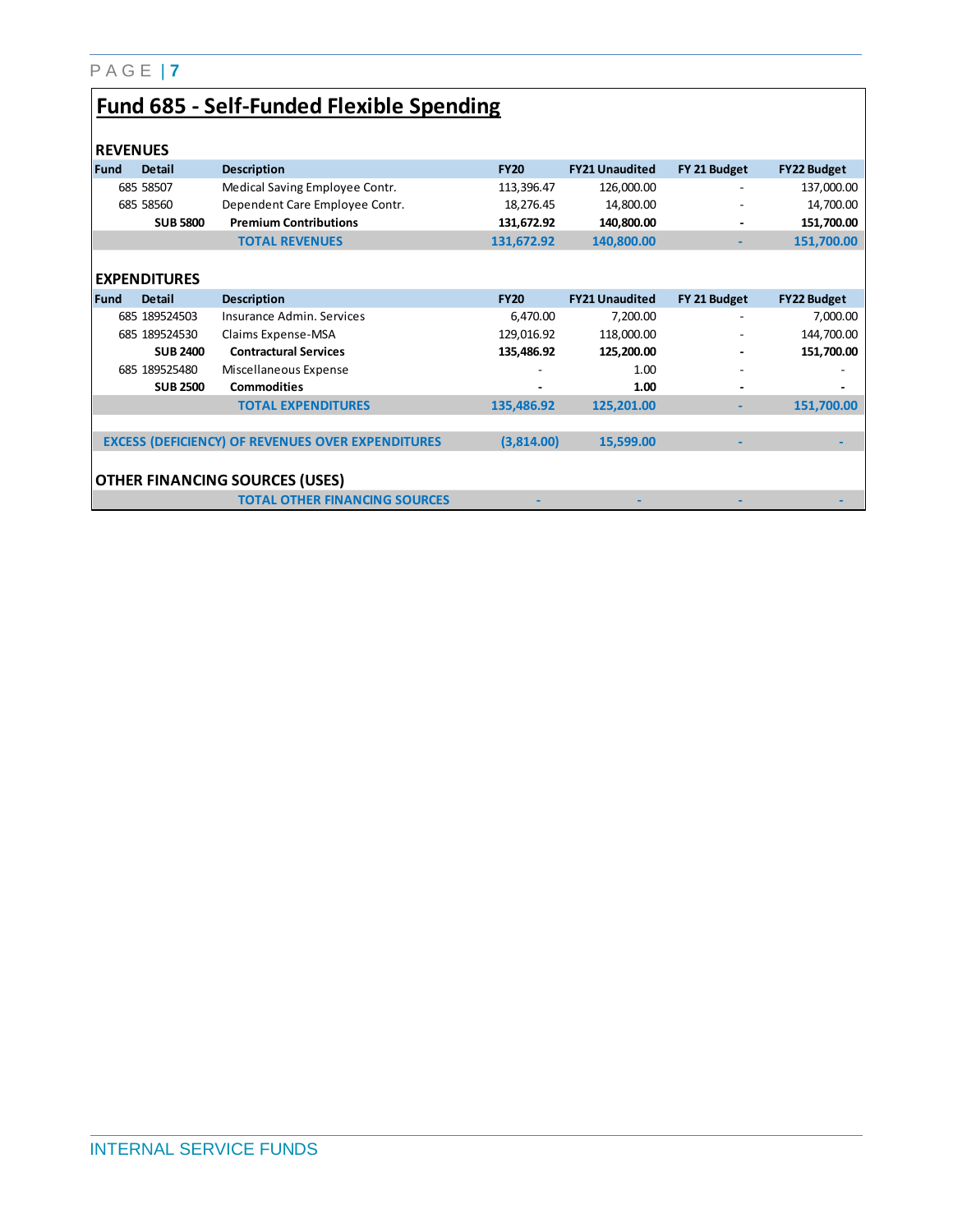# Fund 685 - Self-Funded Flexible Spending

## REVENUES

| Fund | Detail | Description | FY20 | FY21 Unaudited | FY 21 Budget | FY22 Budget |
|---|---|---|---|---|---|---|
| 685 | 58507 | Medical Saving Employee Contr. | 113,396.47 | 126,000.00 | - | 137,000.00 |
| 685 | 58560 | Dependent Care Employee Contr. | 18,276.45 | 14,800.00 | - | 14,700.00 |
| | **SUB 5800** | **Premium Contributions** | **131,672.92** | **140,800.00** | **-** | **151,700.00** |
| | | **TOTAL REVENUES** | **131,672.92** | **140,800.00** | **-** | **151,700.00** |

## EXPENDITURES

| Fund | Detail | Description | FY20 | FY21 Unaudited | FY 21 Budget | FY22 Budget |
|---|---|---|---|---|---|---|
| 685 | 189524503 | Insurance Admin. Services | 6,470.00 | 7,200.00 | - | 7,000.00 |
| 685 | 189524530 | Claims Expense-MSA | 129,016.92 | 118,000.00 | - | 144,700.00 |
| | **SUB 2400** | **Contractural Services** | **135,486.92** | **125,200.00** | **-** | **151,700.00** |
| 685 | 189525480 | Miscellaneous Expense | - | 1.00 | - | - |
| | **SUB 2500** | **Commodities** | **-** | **1.00** | **-** | **-** |
| | | **TOTAL EXPENDITURES** | **135,486.92** | **125,201.00** | **-** | **151,700.00** |

| | FY20 | FY21 Unaudited | FY 21 Budget | FY22 Budget |
|---|---|---|---|---|
| **EXCESS (DEFICIENCY) OF REVENUES OVER EXPENDITURES** | **(3,814.00)** | **15,599.00** | **-** | **-** |

## OTHER FINANCING SOURCES (USES)

| | FY20 | FY21 Unaudited | FY 21 Budget | FY22 Budget |
|---|---|---|---|---|
| **TOTAL OTHER FINANCING SOURCES** | **-** | **-** | **-** | **-** |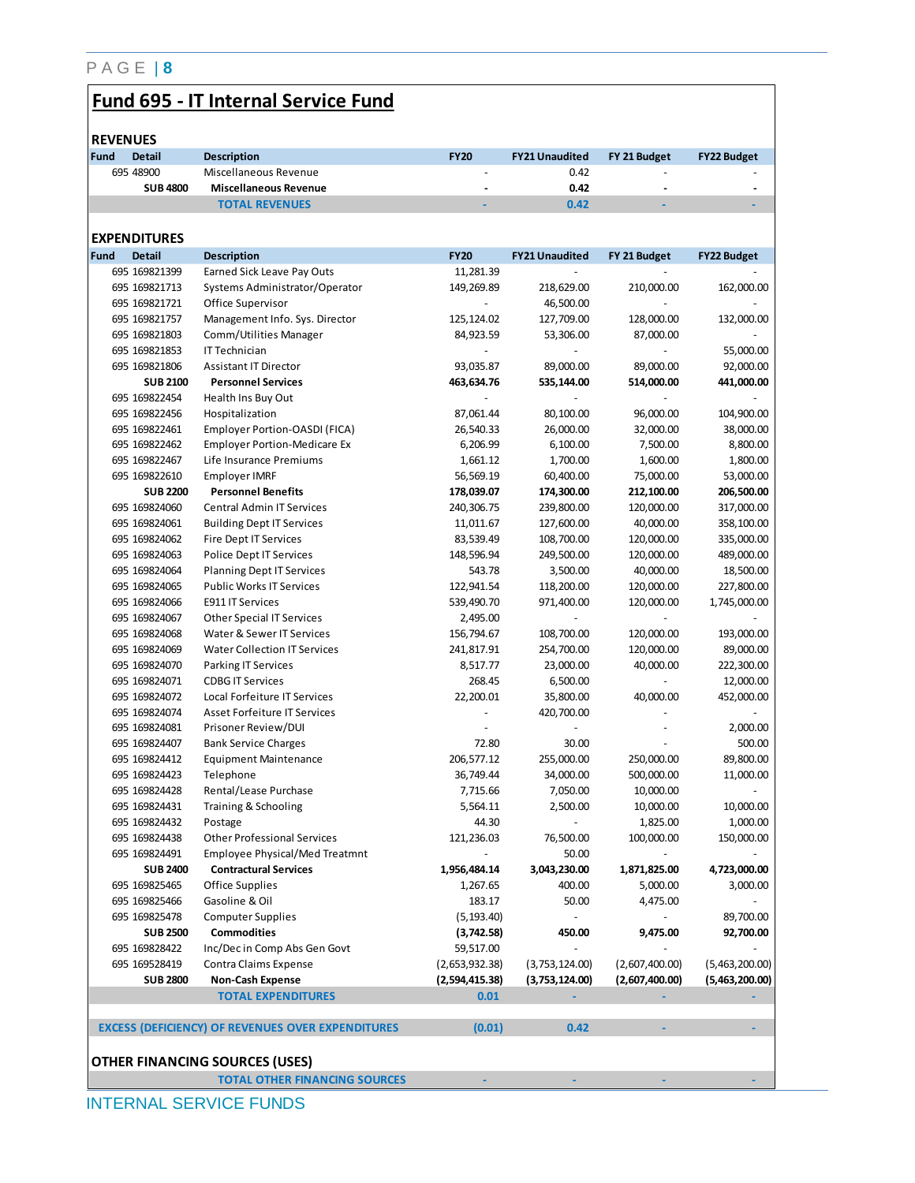# Fund 695 - IT Internal Service Fund

### REVENUES

| Fund | Detail | Description | FY20 | FY21 Unaudited | FY 21 Budget | FY22 Budget |
|---|---|---|---|---|---|---|
| 695 | 48900 | Miscellaneous Revenue | - | 0.42 | - | - |
| | **SUB 4800** | **Miscellaneous Revenue** | **-** | **0.42** | **-** | **-** |
| | | **TOTAL REVENUES** | **-** | **0.42** | **-** | **-** |

### EXPENDITURES

| Fund | Detail | Description | FY20 | FY21 Unaudited | FY 21 Budget | FY22 Budget |
|---|---|---|---|---|---|---|
| 695 | 169821399 | Earned Sick Leave Pay Outs | 11,281.39 | - | - | - |
| 695 | 169821713 | Systems Administrator/Operator | 149,269.89 | 218,629.00 | 210,000.00 | 162,000.00 |
| 695 | 169821721 | Office Supervisor | - | 46,500.00 | - | - |
| 695 | 169821757 | Management Info. Sys. Director | 125,124.02 | 127,709.00 | 128,000.00 | 132,000.00 |
| 695 | 169821803 | Comm/Utilities Manager | 84,923.59 | 53,306.00 | 87,000.00 | - |
| 695 | 169821853 | IT Technician | - | - | - | 55,000.00 |
| 695 | 169821806 | Assistant IT Director | 93,035.87 | 89,000.00 | 89,000.00 | 92,000.00 |
| | **SUB 2100** | **Personnel Services** | **463,634.76** | **535,144.00** | **514,000.00** | **441,000.00** |
| 695 | 169822454 | Health Ins Buy Out | - | - | - | - |
| 695 | 169822456 | Hospitalization | 87,061.44 | 80,100.00 | 96,000.00 | 104,900.00 |
| 695 | 169822461 | Employer Portion-OASDI (FICA) | 26,540.33 | 26,000.00 | 32,000.00 | 38,000.00 |
| 695 | 169822462 | Employer Portion-Medicare Ex | 6,206.99 | 6,100.00 | 7,500.00 | 8,800.00 |
| 695 | 169822467 | Life Insurance Premiums | 1,661.12 | 1,700.00 | 1,600.00 | 1,800.00 |
| 695 | 169822610 | Employer IMRF | 56,569.19 | 60,400.00 | 75,000.00 | 53,000.00 |
| | **SUB 2200** | **Personnel Benefits** | **178,039.07** | **174,300.00** | **212,100.00** | **206,500.00** |
| 695 | 169824060 | Central Admin IT Services | 240,306.75 | 239,800.00 | 120,000.00 | 317,000.00 |
| 695 | 169824061 | Building Dept IT Services | 11,011.67 | 127,600.00 | 40,000.00 | 358,100.00 |
| 695 | 169824062 | Fire Dept IT Services | 83,539.49 | 108,700.00 | 120,000.00 | 335,000.00 |
| 695 | 169824063 | Police Dept IT Services | 148,596.94 | 249,500.00 | 120,000.00 | 489,000.00 |
| 695 | 169824064 | Planning Dept IT Services | 543.78 | 3,500.00 | 40,000.00 | 18,500.00 |
| 695 | 169824065 | Public Works IT Services | 122,941.54 | 118,200.00 | 120,000.00 | 227,800.00 |
| 695 | 169824066 | E911 IT Services | 539,490.70 | 971,400.00 | 120,000.00 | 1,745,000.00 |
| 695 | 169824067 | Other Special IT Services | 2,495.00 | - | - | - |
| 695 | 169824068 | Water & Sewer IT Services | 156,794.67 | 108,700.00 | 120,000.00 | 193,000.00 |
| 695 | 169824069 | Water Collection IT Services | 241,817.91 | 254,700.00 | 120,000.00 | 89,000.00 |
| 695 | 169824070 | Parking IT Services | 8,517.77 | 23,000.00 | 40,000.00 | 222,300.00 |
| 695 | 169824071 | CDBG IT Services | 268.45 | 6,500.00 | - | 12,000.00 |
| 695 | 169824072 | Local Forfeiture IT Services | 22,200.01 | 35,800.00 | 40,000.00 | 452,000.00 |
| 695 | 169824074 | Asset Forfeiture IT Services | - | 420,700.00 | - | - |
| 695 | 169824081 | Prisoner Review/DUI | - | - | - | 2,000.00 |
| 695 | 169824407 | Bank Service Charges | 72.80 | 30.00 | - | 500.00 |
| 695 | 169824412 | Equipment Maintenance | 206,577.12 | 255,000.00 | 250,000.00 | 89,800.00 |
| 695 | 169824423 | Telephone | 36,749.44 | 34,000.00 | 500,000.00 | 11,000.00 |
| 695 | 169824428 | Rental/Lease Purchase | 7,715.66 | 7,050.00 | 10,000.00 | - |
| 695 | 169824431 | Training & Schooling | 5,564.11 | 2,500.00 | 10,000.00 | 10,000.00 |
| 695 | 169824432 | Postage | 44.30 | - | 1,825.00 | 1,000.00 |
| 695 | 169824438 | Other Professional Services | 121,236.03 | 76,500.00 | 100,000.00 | 150,000.00 |
| 695 | 169824491 | Employee Physical/Med Treatmnt | - | 50.00 | - | - |
| | **SUB 2400** | **Contractural Services** | **1,956,484.14** | **3,043,230.00** | **1,871,825.00** | **4,723,000.00** |
| 695 | 169825465 | Office Supplies | 1,267.65 | 400.00 | 5,000.00 | 3,000.00 |
| 695 | 169825466 | Gasoline & Oil | 183.17 | 50.00 | 4,475.00 | - |
| 695 | 169825478 | Computer Supplies | (5,193.40) | - | - | 89,700.00 |
| | **SUB 2500** | **Commodities** | **(3,742.58)** | **450.00** | **9,475.00** | **92,700.00** |
| 695 | 169828422 | Inc/Dec in Comp Abs Gen Govt | 59,517.00 | - | - | - |
| 695 | 169528419 | Contra Claims Expense | (2,653,932.38) | (3,753,124.00) | (2,607,400.00) | (5,463,200.00) |
| | **SUB 2800** | **Non-Cash Expense** | **(2,594,415.38)** | **(3,753,124.00)** | **(2,607,400.00)** | **(5,463,200.00)** |
| | | **TOTAL EXPENDITURES** | **0.01** | **-** | **-** | **-** |
| | | | | | | |
| | | **EXCESS (DEFICIENCY) OF REVENUES OVER EXPENDITURES** | **(0.01)** | **0.42** | **-** | **-** |

### OTHER FINANCING SOURCES (USES)

| | | | FY20 | FY21 Unaudited | FY 21 Budget | FY22 Budget |
|---|---|---|---|---|---|---|
| | | **TOTAL OTHER FINANCING SOURCES** | **-** | **-** | **-** | **-** |

INTERNAL SERVICE FUNDS